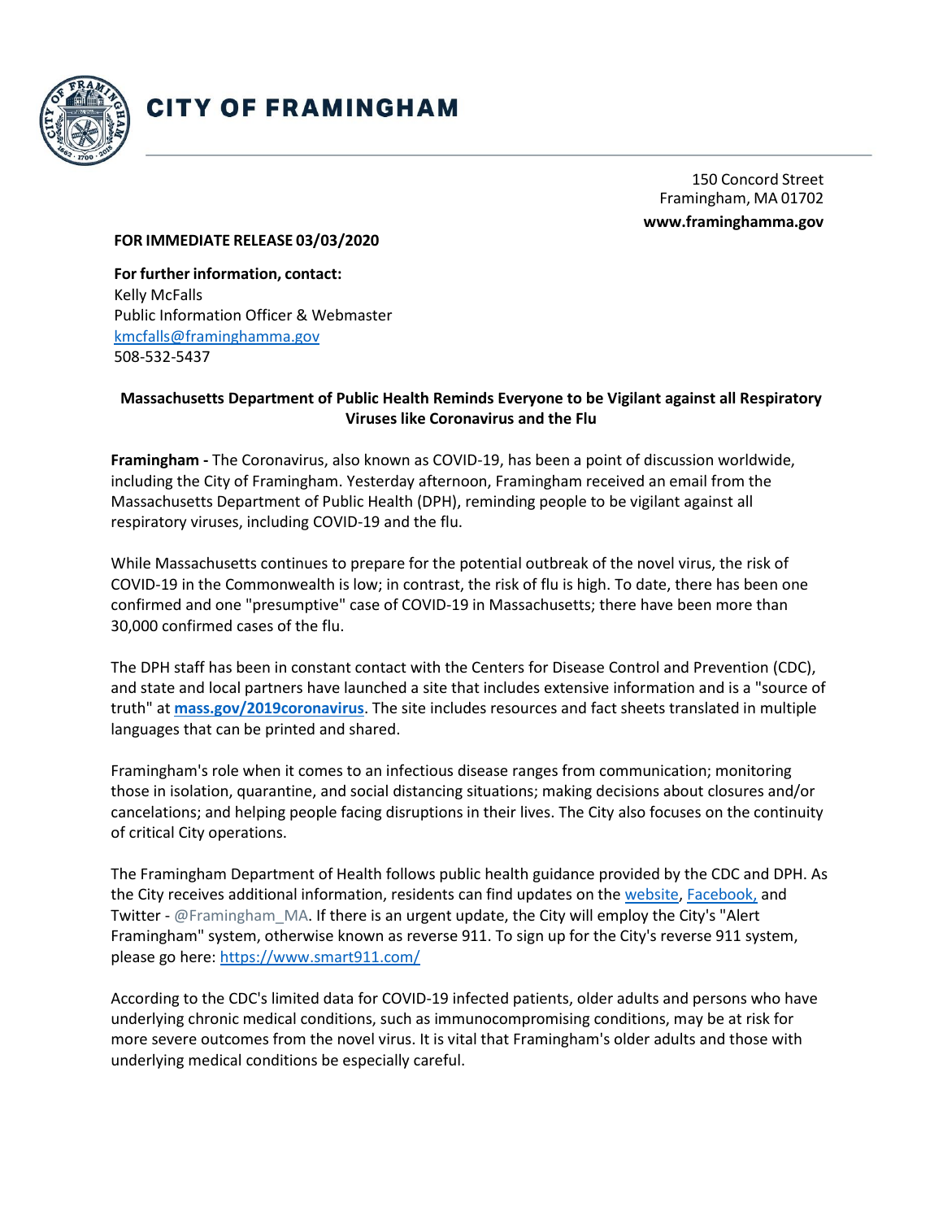# CITY OF FRAMINGHAM

150 Concord Street
Framingham, MA 01702
**www.framinghamma.gov**

**FOR IMMEDIATE RELEASE 03/03/2020**

**For further information, contact:**
Kelly McFalls
Public Information Officer & Webmaster
kmcfalls@framinghamma.gov
508-532-5437

## Massachusetts Department of Public Health Reminds Everyone to be Vigilant against all Respiratory Viruses like Coronavirus and the Flu

**Framingham -** The Coronavirus, also known as COVID-19, has been a point of discussion worldwide, including the City of Framingham. Yesterday afternoon, Framingham received an email from the Massachusetts Department of Public Health (DPH), reminding people to be vigilant against all respiratory viruses, including COVID-19 and the flu.

While Massachusetts continues to prepare for the potential outbreak of the novel virus, the risk of COVID-19 in the Commonwealth is low; in contrast, the risk of flu is high. To date, there has been one confirmed and one "presumptive" case of COVID-19 in Massachusetts; there have been more than 30,000 confirmed cases of the flu.

The DPH staff has been in constant contact with the Centers for Disease Control and Prevention (CDC), and state and local partners have launched a site that includes extensive information and is a "source of truth" at **mass.gov/2019coronavirus**. The site includes resources and fact sheets translated in multiple languages that can be printed and shared.

Framingham's role when it comes to an infectious disease ranges from communication; monitoring those in isolation, quarantine, and social distancing situations; making decisions about closures and/or cancelations; and helping people facing disruptions in their lives. The City also focuses on the continuity of critical City operations.

The Framingham Department of Health follows public health guidance provided by the CDC and DPH. As the City receives additional information, residents can find updates on the website, Facebook, and Twitter - @Framingham_MA. If there is an urgent update, the City will employ the City's "Alert Framingham" system, otherwise known as reverse 911. To sign up for the City's reverse 911 system, please go here: https://www.smart911.com/

According to the CDC's limited data for COVID-19 infected patients, older adults and persons who have underlying chronic medical conditions, such as immunocompromising conditions, may be at risk for more severe outcomes from the novel virus. It is vital that Framingham's older adults and those with underlying medical conditions be especially careful.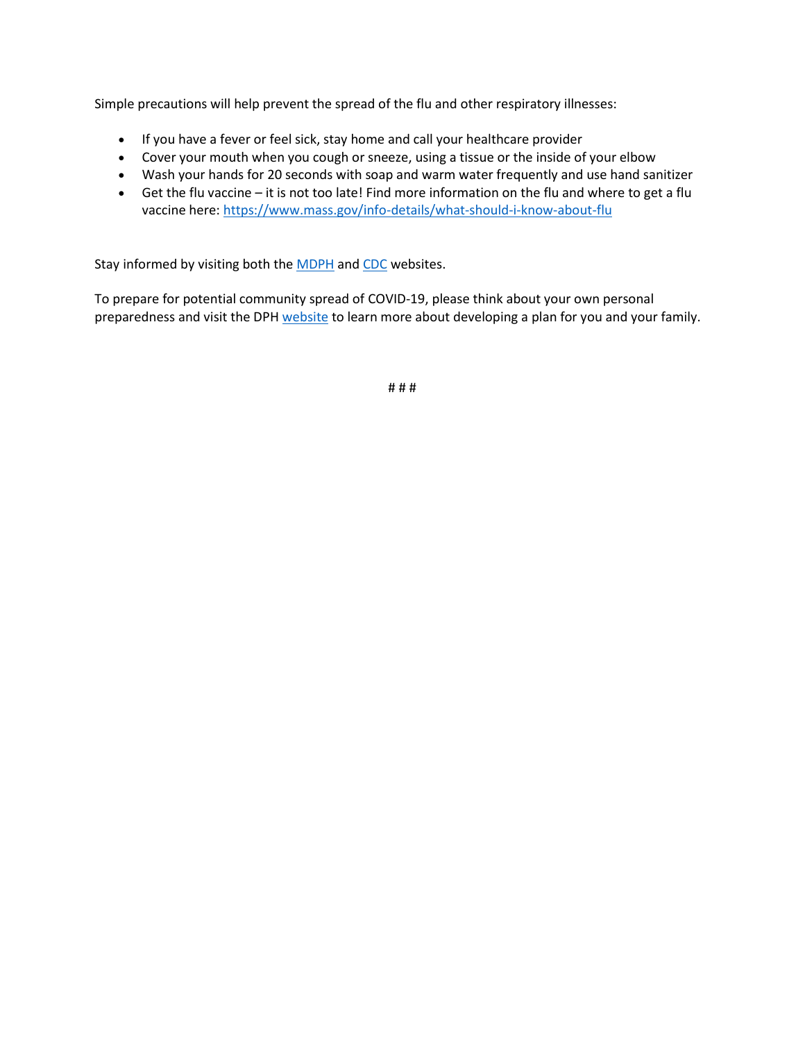Simple precautions will help prevent the spread of the flu and other respiratory illnesses:

- If you have a fever or feel sick, stay home and call your healthcare provider
- Cover your mouth when you cough or sneeze, using a tissue or the inside of your elbow
- Wash your hands for 20 seconds with soap and warm water frequently and use hand sanitizer
- Get the flu vaccine – it is not too late! Find more information on the flu and where to get a flu vaccine here: https://www.mass.gov/info-details/what-should-i-know-about-flu

Stay informed by visiting both the MDPH and CDC websites.

To prepare for potential community spread of COVID-19, please think about your own personal preparedness and visit the DPH website to learn more about developing a plan for you and your family.

# # #